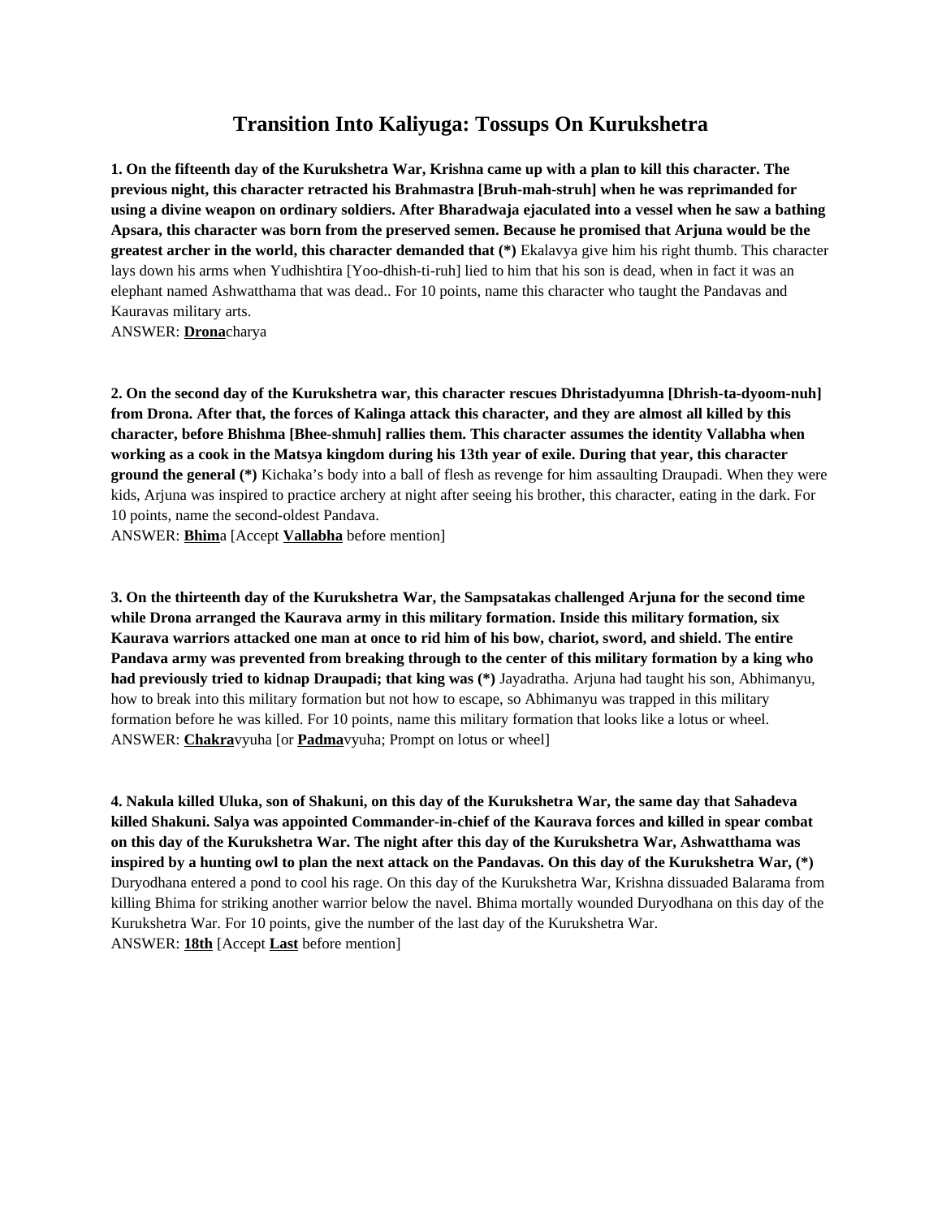# Transition Into Kaliyuga: Tossups On Kurukshetra

**1. On the fifteenth day of the Kurukshetra War, Krishna came up with a plan to kill this character. The previous night, this character retracted his Brahmastra [Bruh-mah-struh] when he was reprimanded for using a divine weapon on ordinary soldiers. After Bharadwaja ejaculated into a vessel when he saw a bathing Apsara, this character was born from the preserved semen. Because he promised that Arjuna would be the greatest archer in the world, this character demanded that (*)** Ekalavya give him his right thumb. This character lays down his arms when Yudhishtira [Yoo-dhish-ti-ruh] lied to him that his son is dead, when in fact it was an elephant named Ashwatthama that was dead.. For 10 points, name this character who taught the Pandavas and Kauravas military arts.
ANSWER: **<u>Drona</u>**charya

**2. On the second day of the Kurukshetra war, this character rescues Dhristadyumna [Dhrish-ta-dyoom-nuh] from Drona. After that, the forces of Kalinga attack this character, and they are almost all killed by this character, before Bhishma [Bhee-shmuh] rallies them. This character assumes the identity Vallabha when working as a cook in the Matsya kingdom during his 13th year of exile. During that year, this character ground the general (*)** Kichaka's body into a ball of flesh as revenge for him assaulting Draupadi. When they were kids, Arjuna was inspired to practice archery at night after seeing his brother, this character, eating in the dark. For 10 points, name the second-oldest Pandava.
ANSWER: **<u>Bhim</u>**a [Accept **<u>Vallabha</u>** before mention]

**3. On the thirteenth day of the Kurukshetra War, the Sampsatakas challenged Arjuna for the second time while Drona arranged the Kaurava army in this military formation. Inside this military formation, six Kaurava warriors attacked one man at once to rid him of his bow, chariot, sword, and shield. The entire Pandava army was prevented from breaking through to the center of this military formation by a king who had previously tried to kidnap Draupadi; that king was (*)** Jayadratha. Arjuna had taught his son, Abhimanyu, how to break into this military formation but not how to escape, so Abhimanyu was trapped in this military formation before he was killed. For 10 points, name this military formation that looks like a lotus or wheel.
ANSWER: **<u>Chakra</u>**vyuha [or **<u>Padma</u>**vyuha; Prompt on lotus or wheel]

**4. Nakula killed Uluka, son of Shakuni, on this day of the Kurukshetra War, the same day that Sahadeva killed Shakuni. Salya was appointed Commander-in-chief of the Kaurava forces and killed in spear combat on this day of the Kurukshetra War. The night after this day of the Kurukshetra War, Ashwatthama was inspired by a hunting owl to plan the next attack on the Pandavas. On this day of the Kurukshetra War, (*)** Duryodhana entered a pond to cool his rage. On this day of the Kurukshetra War, Krishna dissuaded Balarama from killing Bhima for striking another warrior below the navel. Bhima mortally wounded Duryodhana on this day of the Kurukshetra War. For 10 points, give the number of the last day of the Kurukshetra War.
ANSWER: **<u>18th</u>** [Accept **<u>Last</u>** before mention]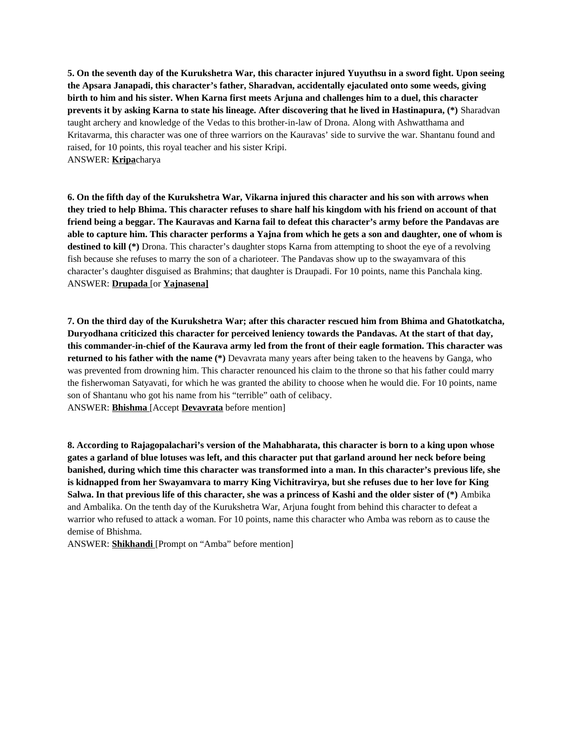**5. On the seventh day of the Kurukshetra War, this character injured Yuyuthsu in a sword fight. Upon seeing the Apsara Janapadi, this character's father, Sharadvan, accidentally ejaculated onto some weeds, giving birth to him and his sister. When Karna first meets Arjuna and challenges him to a duel, this character prevents it by asking Karna to state his lineage. After discovering that he lived in Hastinapura, (*)** Sharadvan taught archery and knowledge of the Vedas to this brother-in-law of Drona. Along with Ashwatthama and Kritavarma, this character was one of three warriors on the Kauravas' side to survive the war. Shantanu found and raised, for 10 points, this royal teacher and his sister Kripi.
ANSWER: **<u>Kripa</u>**charya

**6. On the fifth day of the Kurukshetra War, Vikarna injured this character and his son with arrows when they tried to help Bhima. This character refuses to share half his kingdom with his friend on account of that friend being a beggar. The Kauravas and Karna fail to defeat this character's army before the Pandavas are able to capture him. This character performs a Yajna from which he gets a son and daughter, one of whom is destined to kill (*)** Drona. This character's daughter stops Karna from attempting to shoot the eye of a revolving fish because she refuses to marry the son of a charioteer. The Pandavas show up to the swayamvara of this character's daughter disguised as Brahmins; that daughter is Draupadi. For 10 points, name this Panchala king.
ANSWER: **<u>Drupada</u>** [or **<u>Yajnasena]</u>**

**7. On the third day of the Kurukshetra War; after this character rescued him from Bhima and Ghatotkatcha, Duryodhana criticized this character for perceived leniency towards the Pandavas. At the start of that day, this commander-in-chief of the Kaurava army led from the front of their eagle formation. This character was returned to his father with the name (*)** Devavrata many years after being taken to the heavens by Ganga, who was prevented from drowning him. This character renounced his claim to the throne so that his father could marry the fisherwoman Satyavati, for which he was granted the ability to choose when he would die. For 10 points, name son of Shantanu who got his name from his "terrible" oath of celibacy.
ANSWER: **<u>Bhishma</u>** [Accept **<u>Devavrata</u>** before mention]

**8. According to Rajagopalachari's version of the Mahabharata, this character is born to a king upon whose gates a garland of blue lotuses was left, and this character put that garland around her neck before being banished, during which time this character was transformed into a man. In this character's previous life, she is kidnapped from her Swayamvara to marry King Vichitravirya, but she refuses due to her love for King Salwa. In that previous life of this character, she was a princess of Kashi and the older sister of (*)** Ambika and Ambalika. On the tenth day of the Kurukshetra War, Arjuna fought from behind this character to defeat a warrior who refused to attack a woman. For 10 points, name this character who Amba was reborn as to cause the demise of Bhishma.
ANSWER: **<u>Shikhandi</u>** [Prompt on "Amba" before mention]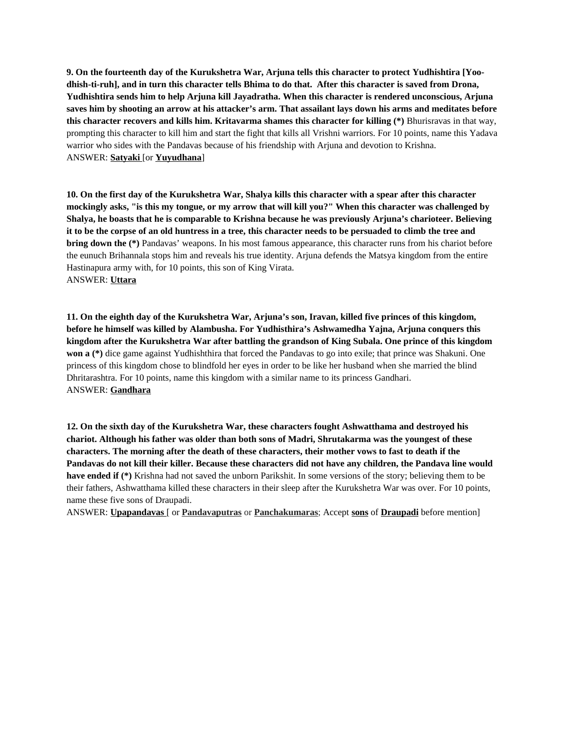**9. On the fourteenth day of the Kurukshetra War, Arjuna tells this character to protect Yudhishtira [Yoo-dhish-ti-ruh], and in turn this character tells Bhima to do that. After this character is saved from Drona, Yudhishtira sends him to help Arjuna kill Jayadratha. When this character is rendered unconscious, Arjuna saves him by shooting an arrow at his attacker's arm. That assailant lays down his arms and meditates before this character recovers and kills him. Kritavarma shames this character for killing (*)** Bhurisravas in that way, prompting this character to kill him and start the fight that kills all Vrishni warriors. For 10 points, name this Yadava warrior who sides with the Pandavas because of his friendship with Arjuna and devotion to Krishna.
ANSWER: **Satyaki** [or **Yuyudhana**]

**10. On the first day of the Kurukshetra War, Shalya kills this character with a spear after this character mockingly asks, "is this my tongue, or my arrow that will kill you?" When this character was challenged by Shalya, he boasts that he is comparable to Krishna because he was previously Arjuna's charioteer. Believing it to be the corpse of an old huntress in a tree, this character needs to be persuaded to climb the tree and bring down the (*)** Pandavas' weapons. In his most famous appearance, this character runs from his chariot before the eunuch Brihannala stops him and reveals his true identity. Arjuna defends the Matsya kingdom from the entire Hastinapura army with, for 10 points, this son of King Virata.
ANSWER: **Uttara**

**11. On the eighth day of the Kurukshetra War, Arjuna's son, Iravan, killed five princes of this kingdom, before he himself was killed by Alambusha. For Yudhisthira's Ashwamedha Yajna, Arjuna conquers this kingdom after the Kurukshetra War after battling the grandson of King Subala. One prince of this kingdom won a (*)** dice game against Yudhishthira that forced the Pandavas to go into exile; that prince was Shakuni. One princess of this kingdom chose to blindfold her eyes in order to be like her husband when she married the blind Dhritarashtra. For 10 points, name this kingdom with a similar name to its princess Gandhari.
ANSWER: **Gandhara**

**12. On the sixth day of the Kurukshetra War, these characters fought Ashwatthama and destroyed his chariot. Although his father was older than both sons of Madri, Shrutakarma was the youngest of these characters. The morning after the death of these characters, their mother vows to fast to death if the Pandavas do not kill their killer. Because these characters did not have any children, the Pandava line would have ended if (*)** Krishna had not saved the unborn Parikshit. In some versions of the story; believing them to be their fathers, Ashwatthama killed these characters in their sleep after the Kurukshetra War was over. For 10 points, name these five sons of Draupadi.
ANSWER: **Upapandavas** [ or **Pandavaputras** or **Panchakumaras**; Accept **sons** of **Draupadi** before mention]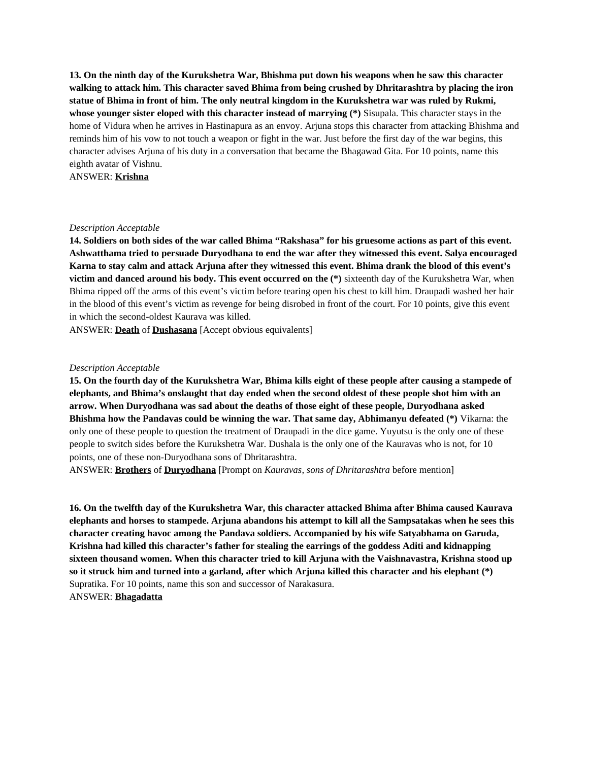**13. On the ninth day of the Kurukshetra War, Bhishma put down his weapons when he saw this character walking to attack him. This character saved Bhima from being crushed by Dhritarashtra by placing the iron statue of Bhima in front of him. The only neutral kingdom in the Kurukshetra war was ruled by Rukmi, whose younger sister eloped with this character instead of marrying (*)** Sisupala. This character stays in the home of Vidura when he arrives in Hastinapura as an envoy. Arjuna stops this character from attacking Bhishma and reminds him of his vow to not touch a weapon or fight in the war. Just before the first day of the war begins, this character advises Arjuna of his duty in a conversation that became the Bhagawad Gita. For 10 points, name this eighth avatar of Vishnu.
ANSWER: **<u>Krishna</u>**

*Description Acceptable*
**14. Soldiers on both sides of the war called Bhima "Rakshasa" for his gruesome actions as part of this event. Ashwatthama tried to persuade Duryodhana to end the war after they witnessed this event. Salya encouraged Karna to stay calm and attack Arjuna after they witnessed this event. Bhima drank the blood of this event's victim and danced around his body. This event occurred on the (*)** sixteenth day of the Kurukshetra War, when Bhima ripped off the arms of this event's victim before tearing open his chest to kill him. Draupadi washed her hair in the blood of this event's victim as revenge for being disrobed in front of the court. For 10 points, give this event in which the second-oldest Kaurava was killed.
ANSWER: **<u>Death</u>** of **<u>Dushasana</u>** [Accept obvious equivalents]

*Description Acceptable*
**15. On the fourth day of the Kurukshetra War, Bhima kills eight of these people after causing a stampede of elephants, and Bhima's onslaught that day ended when the second oldest of these people shot him with an arrow. When Duryodhana was sad about the deaths of those eight of these people, Duryodhana asked Bhishma how the Pandavas could be winning the war. That same day, Abhimanyu defeated (*)** Vikarna: the only one of these people to question the treatment of Draupadi in the dice game. Yuyutsu is the only one of these people to switch sides before the Kurukshetra War. Dushala is the only one of the Kauravas who is not, for 10 points, one of these non-Duryodhana sons of Dhritarashtra.
ANSWER: **<u>Brothers</u>** of **<u>Duryodhana</u>** [Prompt on *Kauravas*, *sons of Dhritarashtra* before mention]

**16. On the twelfth day of the Kurukshetra War, this character attacked Bhima after Bhima caused Kaurava elephants and horses to stampede. Arjuna abandons his attempt to kill all the Sampsatakas when he sees this character creating havoc among the Pandava soldiers. Accompanied by his wife Satyabhama on Garuda, Krishna had killed this character's father for stealing the earrings of the goddess Aditi and kidnapping sixteen thousand women. When this character tried to kill Arjuna with the Vaishnavastra, Krishna stood up so it struck him and turned into a garland, after which Arjuna killed this character and his elephant (*)** Supratika. For 10 points, name this son and successor of Narakasura.
ANSWER: **<u>Bhagadatta</u>**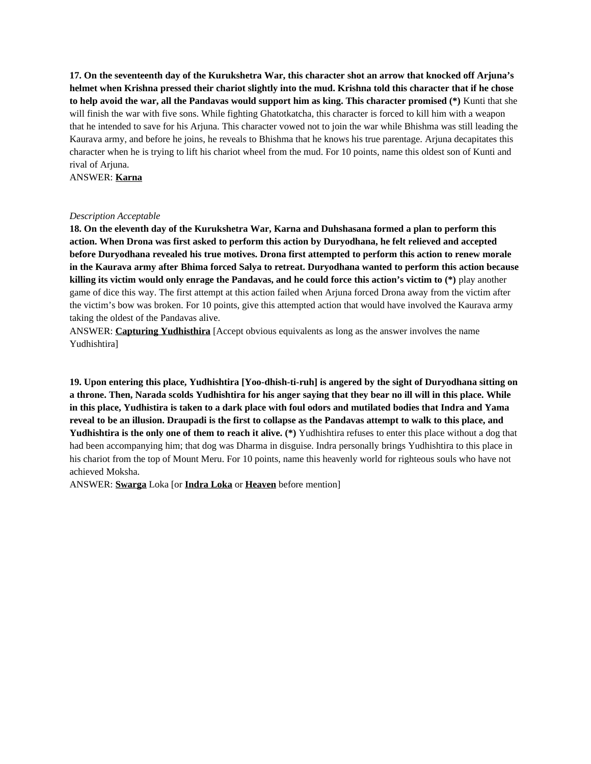**17. On the seventeenth day of the Kurukshetra War, this character shot an arrow that knocked off Arjuna's helmet when Krishna pressed their chariot slightly into the mud. Krishna told this character that if he chose to help avoid the war, all the Pandavas would support him as king. This character promised (*)** Kunti that she will finish the war with five sons. While fighting Ghatotkatcha, this character is forced to kill him with a weapon that he intended to save for his Arjuna. This character vowed not to join the war while Bhishma was still leading the Kaurava army, and before he joins, he reveals to Bhishma that he knows his true parentage. Arjuna decapitates this character when he is trying to lift his chariot wheel from the mud. For 10 points, name this oldest son of Kunti and rival of Arjuna.
ANSWER: **Karna**

*Description Acceptable*
**18. On the eleventh day of the Kurukshetra War, Karna and Duhshasana formed a plan to perform this action. When Drona was first asked to perform this action by Duryodhana, he felt relieved and accepted before Duryodhana revealed his true motives. Drona first attempted to perform this action to renew morale in the Kaurava army after Bhima forced Salya to retreat. Duryodhana wanted to perform this action because killing its victim would only enrage the Pandavas, and he could force this action's victim to (*)** play another game of dice this way. The first attempt at this action failed when Arjuna forced Drona away from the victim after the victim's bow was broken. For 10 points, give this attempted action that would have involved the Kaurava army taking the oldest of the Pandavas alive.
ANSWER: **Capturing Yudhisthira** [Accept obvious equivalents as long as the answer involves the name Yudhishtira]

**19. Upon entering this place, Yudhishtira [Yoo-dhish-ti-ruh] is angered by the sight of Duryodhana sitting on a throne. Then, Narada scolds Yudhishtira for his anger saying that they bear no ill will in this place. While in this place, Yudhistira is taken to a dark place with foul odors and mutilated bodies that Indra and Yama reveal to be an illusion. Draupadi is the first to collapse as the Pandavas attempt to walk to this place, and Yudhishtira is the only one of them to reach it alive. (*)** Yudhishtira refuses to enter this place without a dog that had been accompanying him; that dog was Dharma in disguise. Indra personally brings Yudhishtira to this place in his chariot from the top of Mount Meru. For 10 points, name this heavenly world for righteous souls who have not achieved Moksha.
ANSWER: **Swarga** Loka [or **Indra Loka** or **Heaven** before mention]